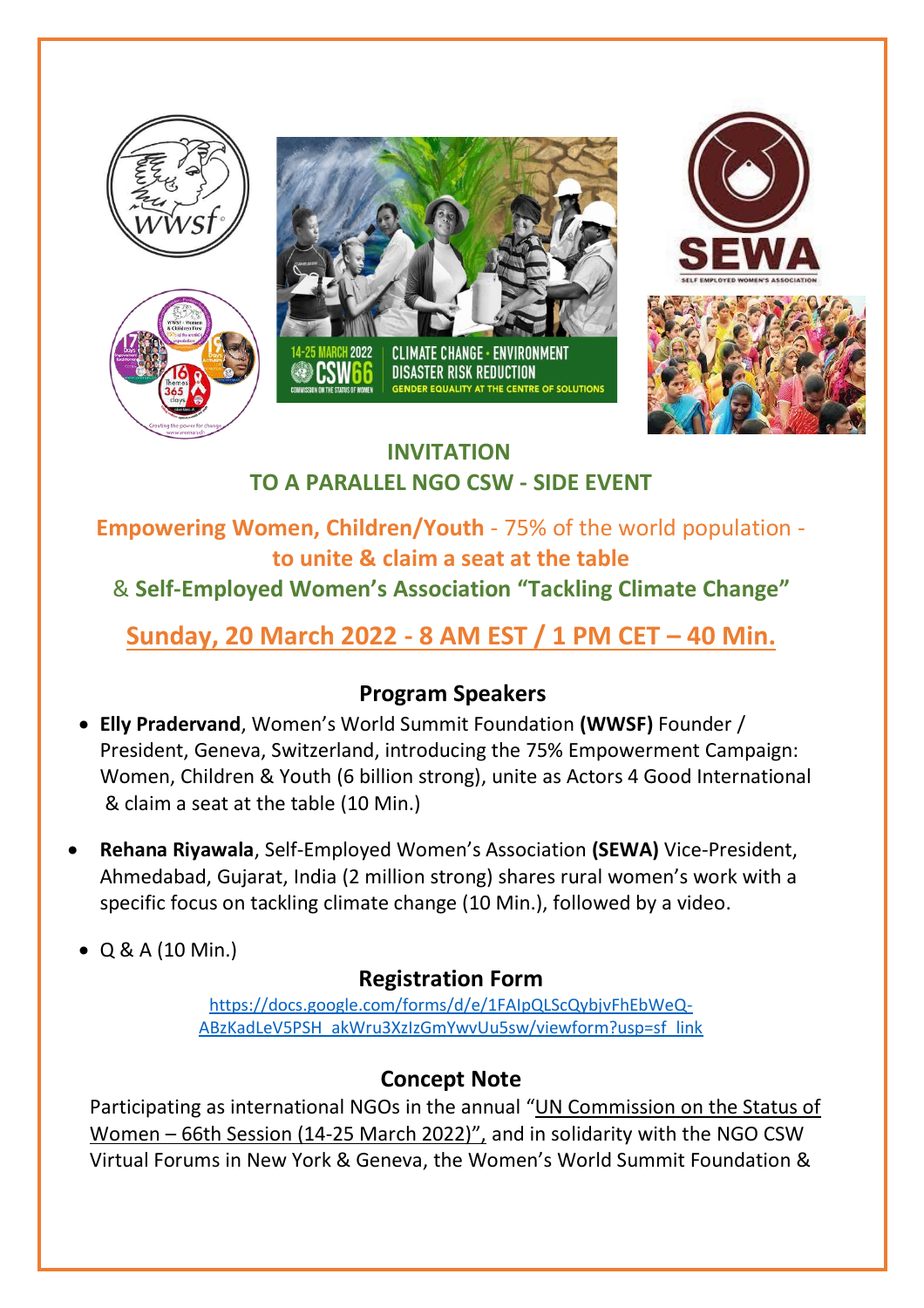## INVITATION
## TO A PARALLEL NGO CSW - SIDE EVENT

**Empowering Women, Children/Youth** - 75% of the world population - **to unite & claim a seat at the table**

& **Self-Employed Women's Association "Tackling Climate Change"**

**Sunday, 20 March 2022 - 8 AM EST / 1 PM CET – 40 Min.**

### Program Speakers

- **Elly Pradervand**, Women's World Summit Foundation **(WWSF)** Founder / President, Geneva, Switzerland, introducing the 75% Empowerment Campaign: Women, Children & Youth (6 billion strong), unite as Actors 4 Good International & claim a seat at the table (10 Min.)
- **Rehana Riyawala**, Self-Employed Women's Association **(SEWA)** Vice-President, Ahmedabad, Gujarat, India (2 million strong) shares rural women's work with a specific focus on tackling climate change (10 Min.), followed by a video.
- Q & A (10 Min.)

### Registration Form

https://docs.google.com/forms/d/e/1FAIpQLScQybjvFhEbWeQ-ABzKadLeV5PSH_akWru3XzIzGmYwvUu5sw/viewform?usp=sf_link

### Concept Note

Participating as international NGOs in the annual "UN Commission on the Status of Women – 66th Session (14-25 March 2022)", and in solidarity with the NGO CSW Virtual Forums in New York & Geneva, the Women's World Summit Foundation &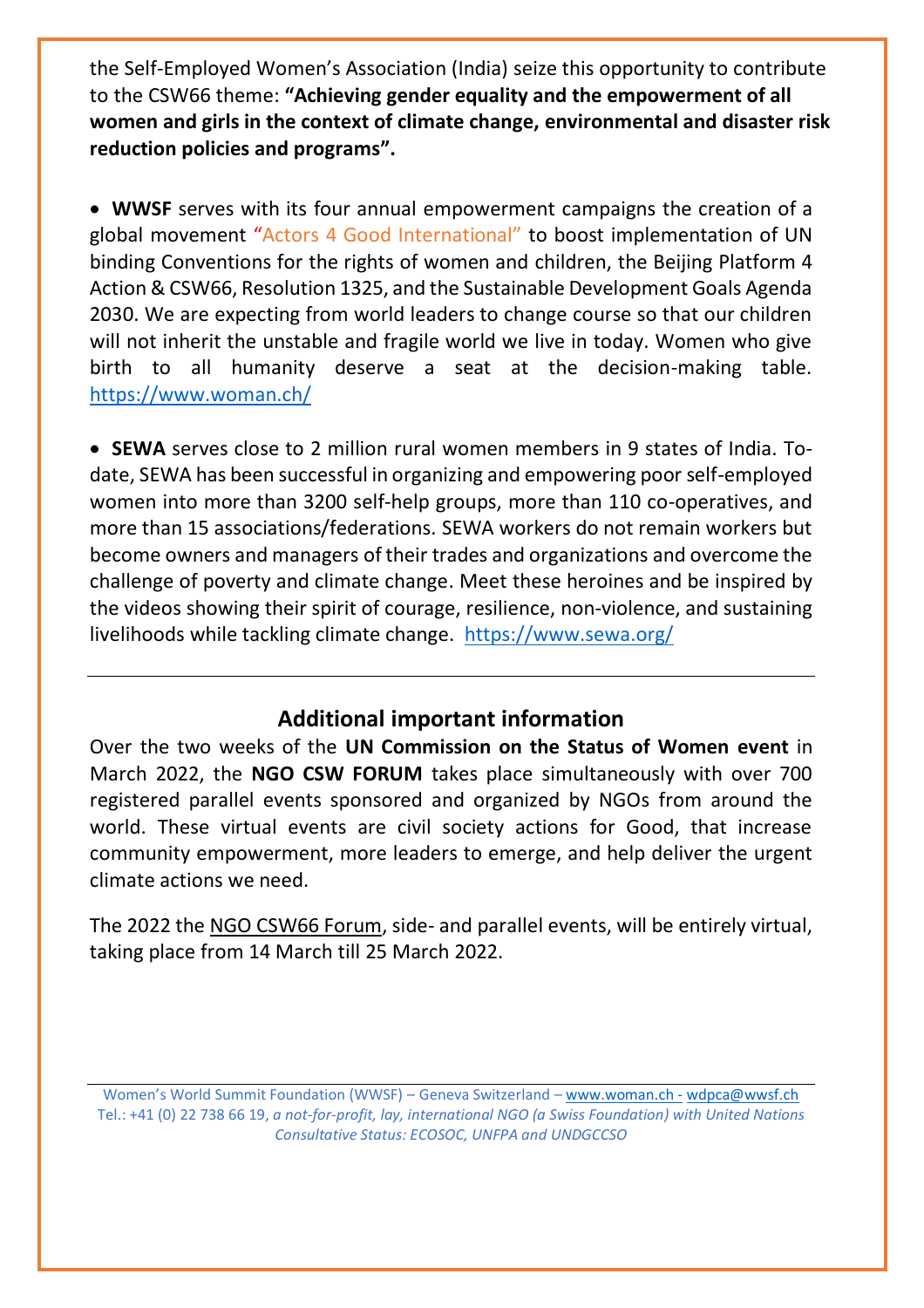the Self-Employed Women's Association (India) seize this opportunity to contribute to the CSW66 theme: **"Achieving gender equality and the empowerment of all women and girls in the context of climate change, environmental and disaster risk reduction policies and programs".**

- **WWSF** serves with its four annual empowerment campaigns the creation of a global movement "Actors 4 Good International" to boost implementation of UN binding Conventions for the rights of women and children, the Beijing Platform 4 Action & CSW66, Resolution 1325, and the Sustainable Development Goals Agenda 2030. We are expecting from world leaders to change course so that our children will not inherit the unstable and fragile world we live in today. Women who give birth to all humanity deserve a seat at the decision-making table. https://www.woman.ch/

- **SEWA** serves close to 2 million rural women members in 9 states of India. To-date, SEWA has been successful in organizing and empowering poor self-employed women into more than 3200 self-help groups, more than 110 co-operatives, and more than 15 associations/federations. SEWA workers do not remain workers but become owners and managers of their trades and organizations and overcome the challenge of poverty and climate change. Meet these heroines and be inspired by the videos showing their spirit of courage, resilience, non-violence, and sustaining livelihoods while tackling climate change. https://www.sewa.org/

---

## Additional important information

Over the two weeks of the **UN Commission on the Status of Women event** in March 2022, the **NGO CSW FORUM** takes place simultaneously with over 700 registered parallel events sponsored and organized by NGOs from around the world. These virtual events are civil society actions for Good, that increase community empowerment, more leaders to emerge, and help deliver the urgent climate actions we need.

The 2022 the NGO CSW66 Forum, side- and parallel events, will be entirely virtual, taking place from 14 March till 25 March 2022.

Women's World Summit Foundation (WWSF) – Geneva Switzerland – www.woman.ch - wdpca@wwsf.ch
Tel.: +41 (0) 22 738 66 19, *a not-for-profit, lay, international NGO (a Swiss Foundation) with United Nations Consultative Status: ECOSOC, UNFPA and UNDGCCSO*